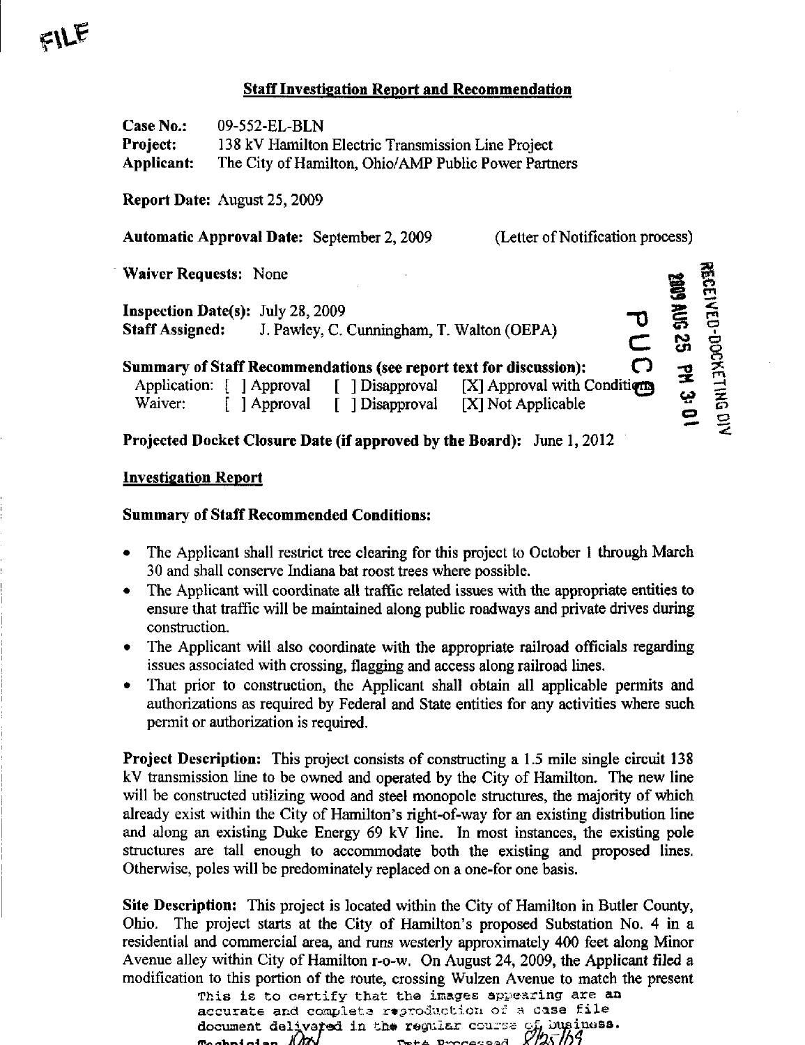FILE

## Staff Investigation Report and Recommendation

**Case No.:** 09-552-EL-BLN
**Project:** 138 kV Hamilton Electric Transmission Line Project
**Applicant:** The City of Hamilton, Ohio/AMP Public Power Partners

**Report Date:** August 25, 2009

**Automatic Approval Date:** September 2, 2009 (Letter of Notification process)

**Waiver Requests:** None

**Inspection Date(s):** July 28, 2009
**Staff Assigned:** J. Pawley, C. Cunningham, T. Walton (OEPA)

**Summary of Staff Recommendations (see report text for discussion):**
Application: [ ] Approval [ ] Disapproval [X] Approval with Conditions
Waiver: [ ] Approval [ ] Disapproval [X] Not Applicable

**Projected Docket Closure Date (if approved by the Board):** June 1, 2012

RECEIVED-DOCKETING DIV
2009 AUG 25 PM 3:01
PUCO

## Investigation Report

### Summary of Staff Recommended Conditions:

- The Applicant shall restrict tree clearing for this project to October 1 through March 30 and shall conserve Indiana bat roost trees where possible.
- The Applicant will coordinate all traffic related issues with the appropriate entities to ensure that traffic will be maintained along public roadways and private drives during construction.
- The Applicant will also coordinate with the appropriate railroad officials regarding issues associated with crossing, flagging and access along railroad lines.
- That prior to construction, the Applicant shall obtain all applicable permits and authorizations as required by Federal and State entities for any activities where such permit or authorization is required.

**Project Description:** This project consists of constructing a 1.5 mile single circuit 138 kV transmission line to be owned and operated by the City of Hamilton. The new line will be constructed utilizing wood and steel monopole structures, the majority of which already exist within the City of Hamilton's right-of-way for an existing distribution line and along an existing Duke Energy 69 kV line. In most instances, the existing pole structures are tall enough to accommodate both the existing and proposed lines. Otherwise, poles will be predominately replaced on a one-for one basis.

**Site Description:** This project is located within the City of Hamilton in Butler County, Ohio. The project starts at the City of Hamilton's proposed Substation No. 4 in a residential and commercial area, and runs westerly approximately 400 feet along Minor Avenue alley within City of Hamilton r-o-w. On August 24, 2009, the Applicant filed a modification to this portion of the route, crossing Wulzen Avenue to match the present

This is to certify that the images appearing are an accurate and complete reproduction of a case file document delivered in the regular course of business.
Technician ___ Date Processed 8/25/09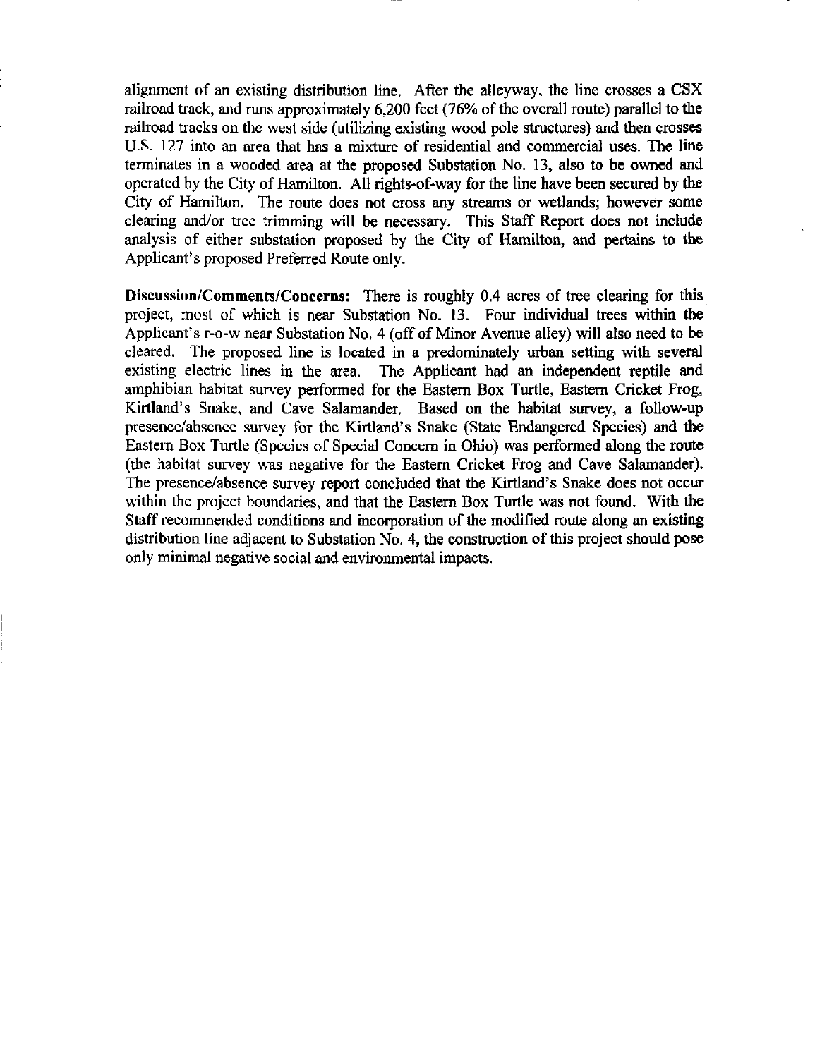alignment of an existing distribution line. After the alleyway, the line crosses a CSX railroad track, and runs approximately 6,200 feet (76% of the overall route) parallel to the railroad tracks on the west side (utilizing existing wood pole structures) and then crosses U.S. 127 into an area that has a mixture of residential and commercial uses. The line terminates in a wooded area at the proposed Substation No. 13, also to be owned and operated by the City of Hamilton. All rights-of-way for the line have been secured by the City of Hamilton. The route does not cross any streams or wetlands; however some clearing and/or tree trimming will be necessary. This Staff Report does not include analysis of either substation proposed by the City of Hamilton, and pertains to the Applicant's proposed Preferred Route only.

**Discussion/Comments/Concerns:** There is roughly 0.4 acres of tree clearing for this project, most of which is near Substation No. 13. Four individual trees within the Applicant's r-o-w near Substation No. 4 (off of Minor Avenue alley) will also need to be cleared. The proposed line is located in a predominately urban setting with several existing electric lines in the area. The Applicant had an independent reptile and amphibian habitat survey performed for the Eastern Box Turtle, Eastern Cricket Frog, Kirtland's Snake, and Cave Salamander. Based on the habitat survey, a follow-up presence/absence survey for the Kirtland's Snake (State Endangered Species) and the Eastern Box Turtle (Species of Special Concern in Ohio) was performed along the route (the habitat survey was negative for the Eastern Cricket Frog and Cave Salamander). The presence/absence survey report concluded that the Kirtland's Snake does not occur within the project boundaries, and that the Eastern Box Turtle was not found. With the Staff recommended conditions and incorporation of the modified route along an existing distribution line adjacent to Substation No. 4, the construction of this project should pose only minimal negative social and environmental impacts.